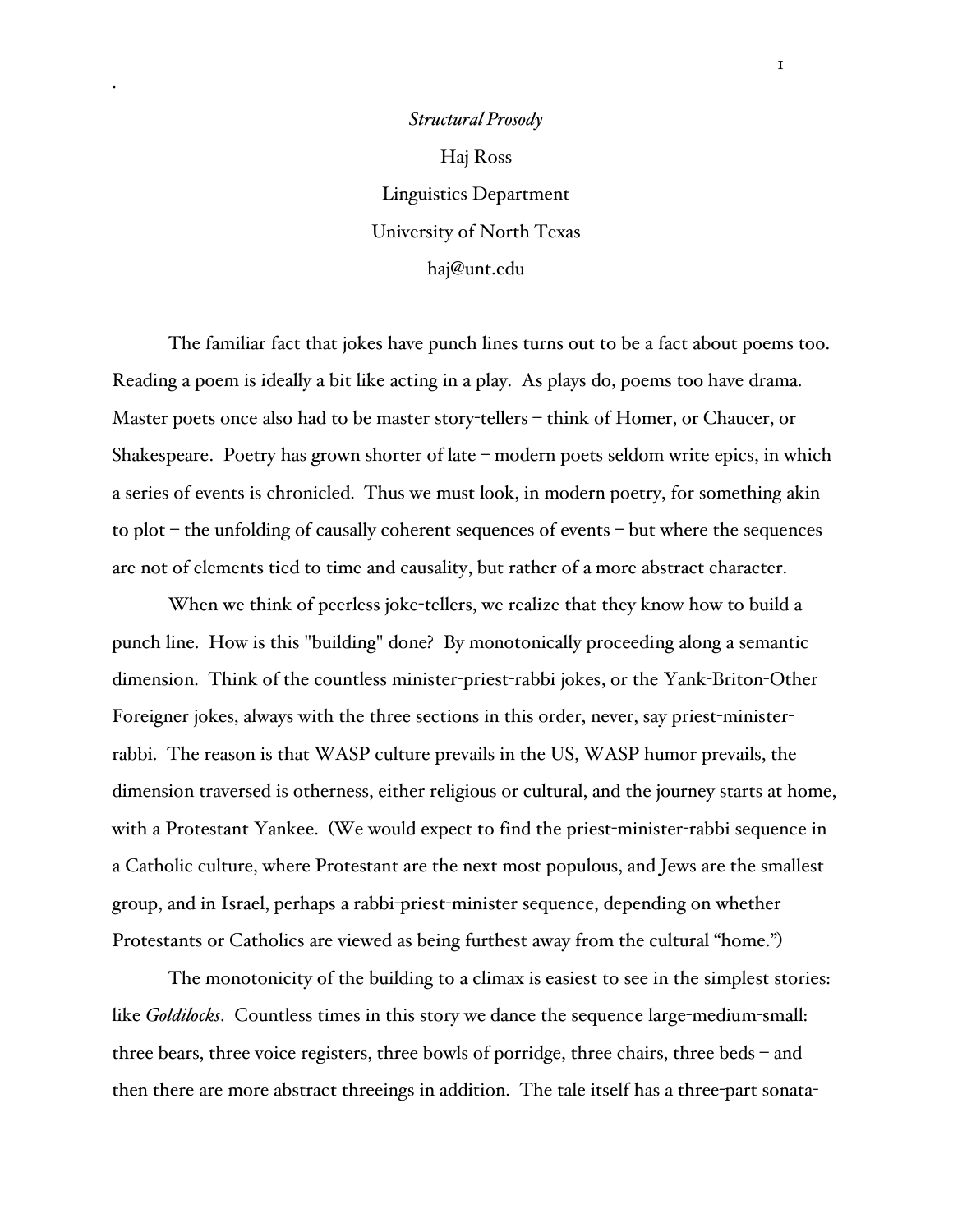*Structural Prosody*

Haj Ross

Linguistics Department

University of North Texas

haj@unt.edu

The familiar fact that jokes have punch lines turns out to be a fact about poems too. Reading a poem is ideally a bit like acting in a play. As plays do, poems too have drama. Master poets once also had to be master story-tellers – think of Homer, or Chaucer, or Shakespeare. Poetry has grown shorter of late – modern poets seldom write epics, in which a series of events is chronicled. Thus we must look, in modern poetry, for something akin to plot – the unfolding of causally coherent sequences of events – but where the sequences are not of elements tied to time and causality, but rather of a more abstract character.

When we think of peerless joke-tellers, we realize that they know how to build a punch line. How is this "building" done? By monotonically proceeding along a semantic dimension. Think of the countless minister-priest-rabbi jokes, or the Yank-Briton-Other Foreigner jokes, always with the three sections in this order, never, say priest-minister-rabbi. The reason is that WASP culture prevails in the US, WASP humor prevails, the dimension traversed is otherness, either religious or cultural, and the journey starts at home, with a Protestant Yankee. (We would expect to find the priest-minister-rabbi sequence in a Catholic culture, where Protestant are the next most populous, and Jews are the smallest group, and in Israel, perhaps a rabbi-priest-minister sequence, depending on whether Protestants or Catholics are viewed as being furthest away from the cultural "home.")

The monotonicity of the building to a climax is easiest to see in the simplest stories: like *Goldilocks*. Countless times in this story we dance the sequence large-medium-small: three bears, three voice registers, three bowls of porridge, three chairs, three beds – and then there are more abstract threeings in addition. The tale itself has a three-part sonata-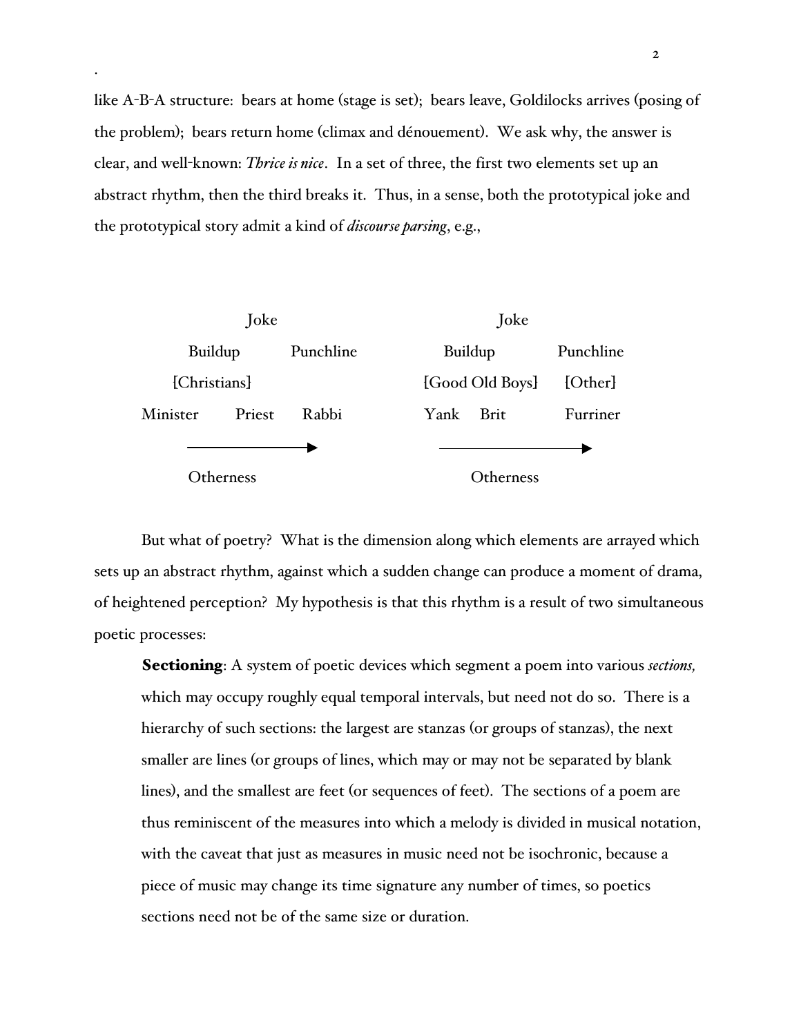like A-B-A structure: bears at home (stage is set); bears leave, Goldilocks arrives (posing of the problem); bears return home (climax and dénouement). We ask why, the answer is clear, and well-known: ***Thrice is nice***. In a set of three, the first two elements set up an abstract rhythm, then the third breaks it. Thus, in a sense, both the prototypical joke and the prototypical story admit a kind of ***discourse parsing***, e.g.,

```
                Joke                                  Joke
       Buildup          Punchline            Buildup          Punchline
     [Christians]                         [Good Old Boys]      [Other]
Minister      Priest      Rabbi           Yank    Brit         Furriner
        ------------------->                  ------------------->
        Otherness                             Otherness
```

But what of poetry? What is the dimension along which elements are arrayed which sets up an abstract rhythm, against which a sudden change can produce a moment of drama, of heightened perception? My hypothesis is that this rhythm is a result of two simultaneous poetic processes:

> **Sectioning**: A system of poetic devices which segment a poem into various *sections,* which may occupy roughly equal temporal intervals, but need not do so. There is a hierarchy of such sections: the largest are stanzas (or groups of stanzas), the next smaller are lines (or groups of lines, which may or may not be separated by blank lines), and the smallest are feet (or sequences of feet). The sections of a poem are thus reminiscent of the measures into which a melody is divided in musical notation, with the caveat that just as measures in music need not be isochronic, because a piece of music may change its time signature any number of times, so poetics sections need not be of the same size or duration.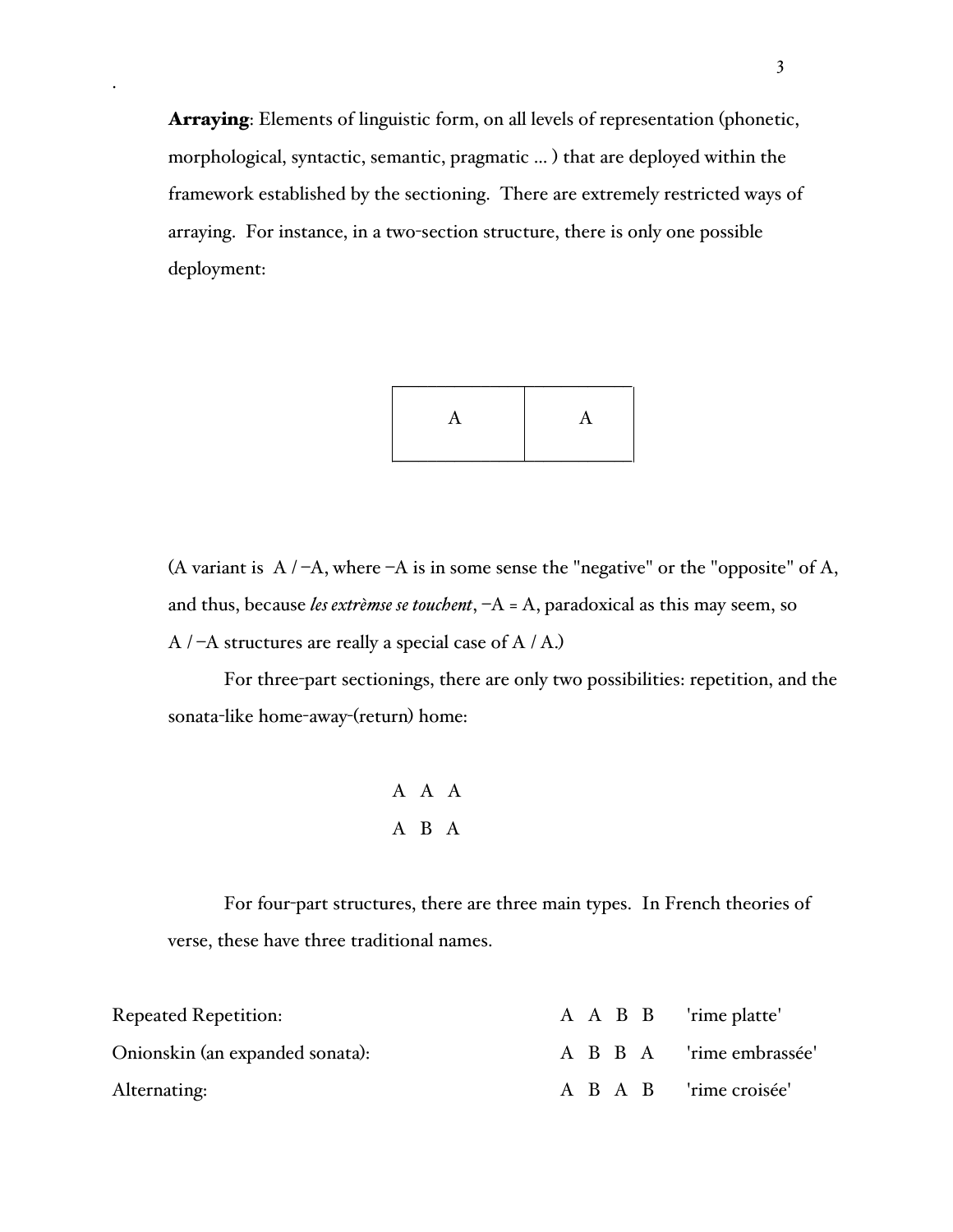**Arraying**: Elements of linguistic form, on all levels of representation (phonetic, morphological, syntactic, semantic, pragmatic ... ) that are deployed within the framework established by the sectioning. There are extremely restricted ways of arraying. For instance, in a two-section structure, there is only one possible deployment:

| A | A |
|---|---|

(A variant is A / −A, where −A is in some sense the "negative" or the "opposite" of A, and thus, because *les extrèmse se touchent*, −A = A, paradoxical as this may seem, so A / −A structures are really a special case of A / A.)

For three-part sectionings, there are only two possibilities: repetition, and the sonata-like home-away-(return) home:

A A A
A B A

For four-part structures, there are three main types. In French theories of verse, these have three traditional names.

| | | |
|---|---|---|
| Repeated Repetition: | A A B B | 'rime platte' |
| Onionskin (an expanded sonata): | A B B A | 'rime embrassée' |
| Alternating: | A B A B | 'rime croisée' |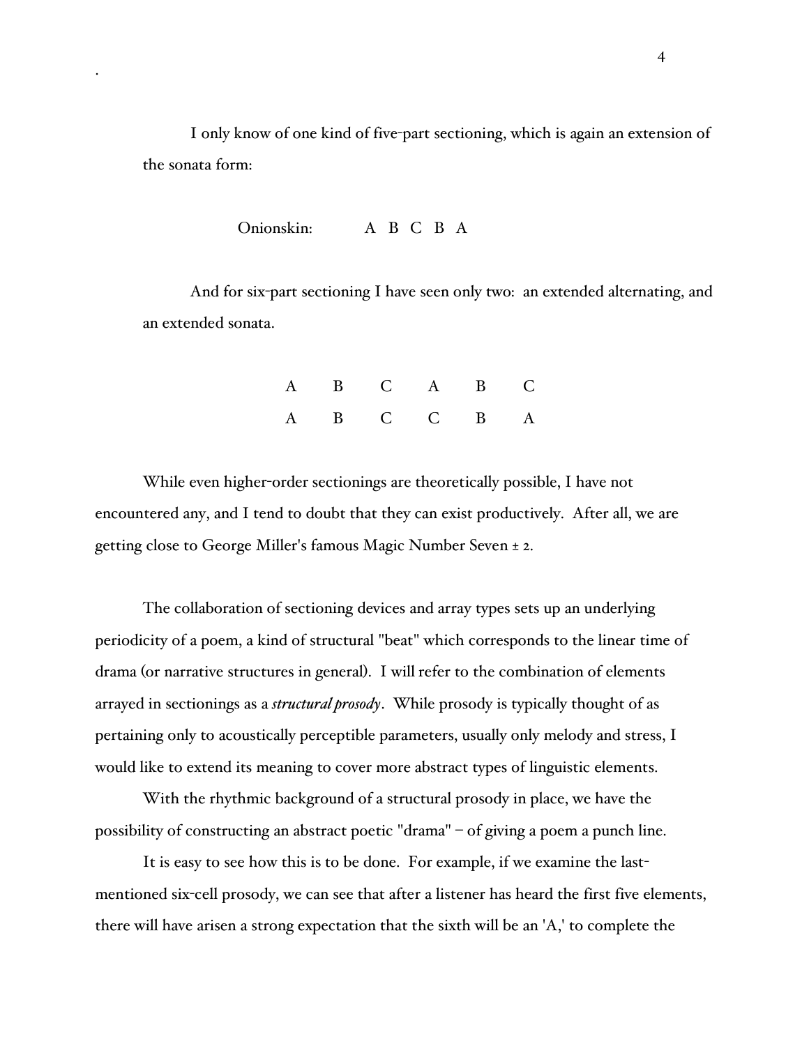I only know of one kind of five-part sectioning, which is again an extension of the sonata form:

Onionskin: A B C B A

And for six-part sectioning I have seen only two: an extended alternating, and an extended sonata.

A B C A B C

A B C C B A

While even higher-order sectionings are theoretically possible, I have not encountered any, and I tend to doubt that they can exist productively. After all, we are getting close to George Miller's famous Magic Number Seven ± 2.

The collaboration of sectioning devices and array types sets up an underlying periodicity of a poem, a kind of structural "beat" which corresponds to the linear time of drama (or narrative structures in general). I will refer to the combination of elements arrayed in sectionings as a ***structural prosody***. While prosody is typically thought of as pertaining only to acoustically perceptible parameters, usually only melody and stress, I would like to extend its meaning to cover more abstract types of linguistic elements.

With the rhythmic background of a structural prosody in place, we have the possibility of constructing an abstract poetic "drama" – of giving a poem a punch line.

It is easy to see how this is to be done. For example, if we examine the last-mentioned six-cell prosody, we can see that after a listener has heard the first five elements, there will have arisen a strong expectation that the sixth will be an 'A,' to complete the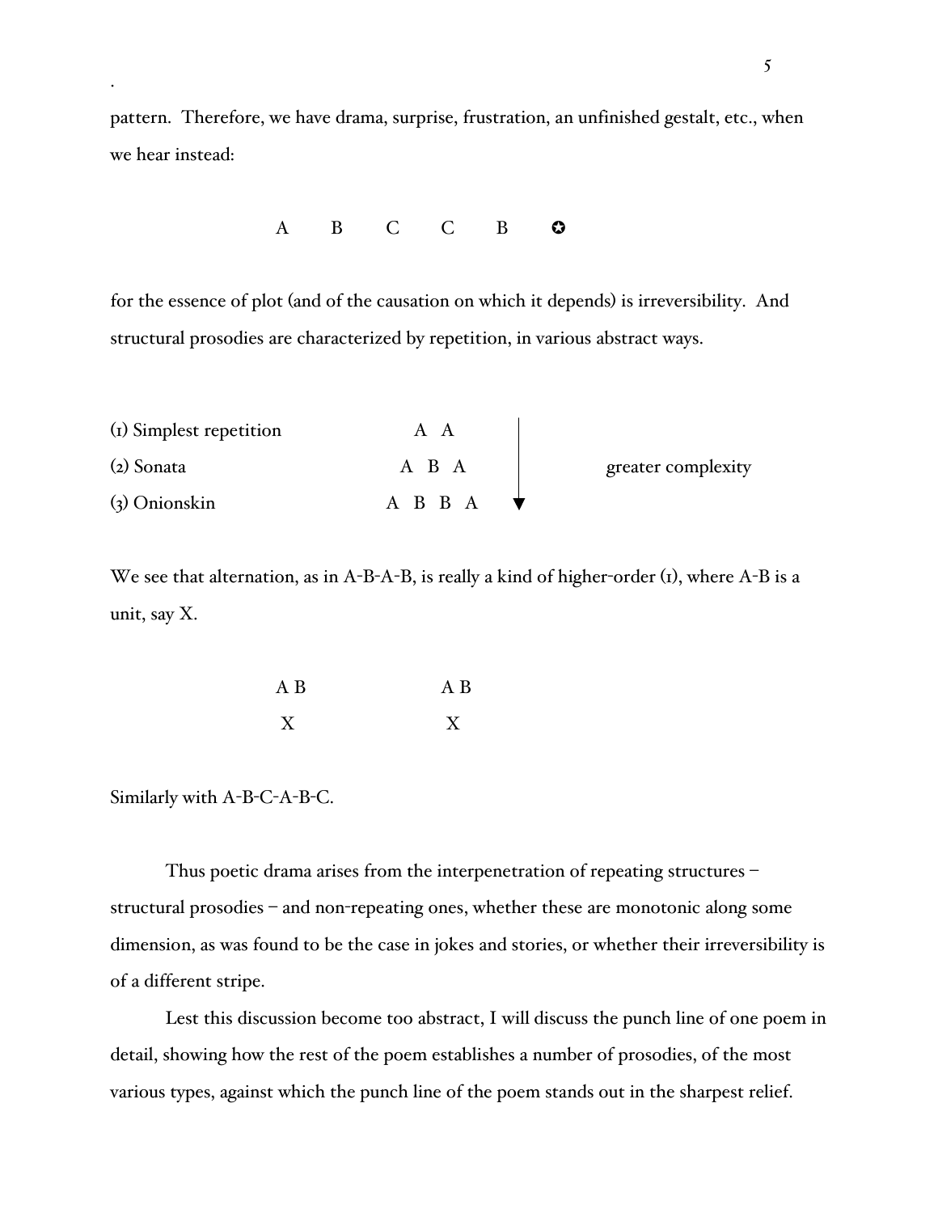pattern. Therefore, we have drama, surprise, frustration, an unfinished gestalt, etc., when we hear instead:

A  B  C  C  B  ✪

for the essence of plot (and of the causation on which it depends) is irreversibility. And structural prosodies are characterized by repetition, in various abstract ways.

| | | |
|---|---|---|
| (1) Simplest repetition | A A | ↓ greater complexity |
| (2) Sonata | A B A | |
| (3) Onionskin | A B B A | |

We see that alternation, as in A-B-A-B, is really a kind of higher-order (1), where A-B is a unit, say X.

A B  A B
X  X

Similarly with A-B-C-A-B-C.

Thus poetic drama arises from the interpenetration of repeating structures – structural prosodies – and non-repeating ones, whether these are monotonic along some dimension, as was found to be the case in jokes and stories, or whether their irreversibility is of a different stripe.

Lest this discussion become too abstract, I will discuss the punch line of one poem in detail, showing how the rest of the poem establishes a number of prosodies, of the most various types, against which the punch line of the poem stands out in the sharpest relief.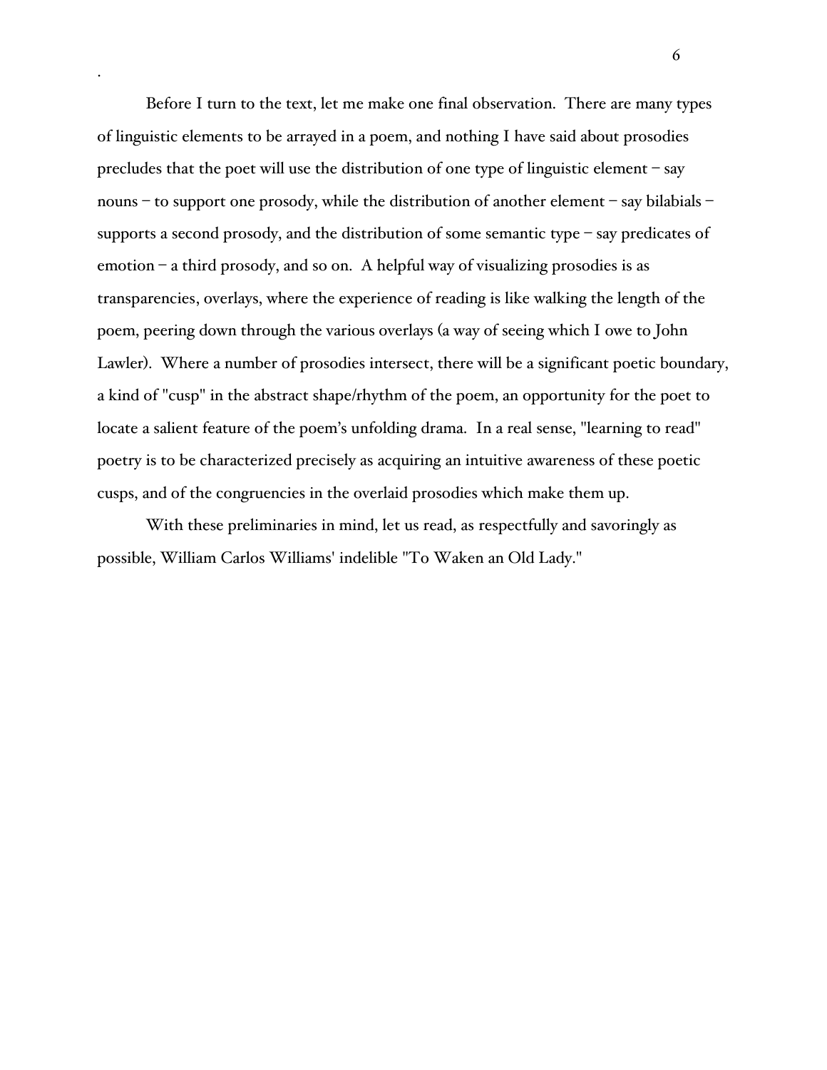Before I turn to the text, let me make one final observation. There are many types of linguistic elements to be arrayed in a poem, and nothing I have said about prosodies precludes that the poet will use the distribution of one type of linguistic element – say nouns – to support one prosody, while the distribution of another element – say bilabials – supports a second prosody, and the distribution of some semantic type – say predicates of emotion – a third prosody, and so on. A helpful way of visualizing prosodies is as transparencies, overlays, where the experience of reading is like walking the length of the poem, peering down through the various overlays (a way of seeing which I owe to John Lawler). Where a number of prosodies intersect, there will be a significant poetic boundary, a kind of "cusp" in the abstract shape/rhythm of the poem, an opportunity for the poet to locate a salient feature of the poem's unfolding drama. In a real sense, "learning to read" poetry is to be characterized precisely as acquiring an intuitive awareness of these poetic cusps, and of the congruencies in the overlaid prosodies which make them up.

With these preliminaries in mind, let us read, as respectfully and savoringly as possible, William Carlos Williams' indelible "To Waken an Old Lady."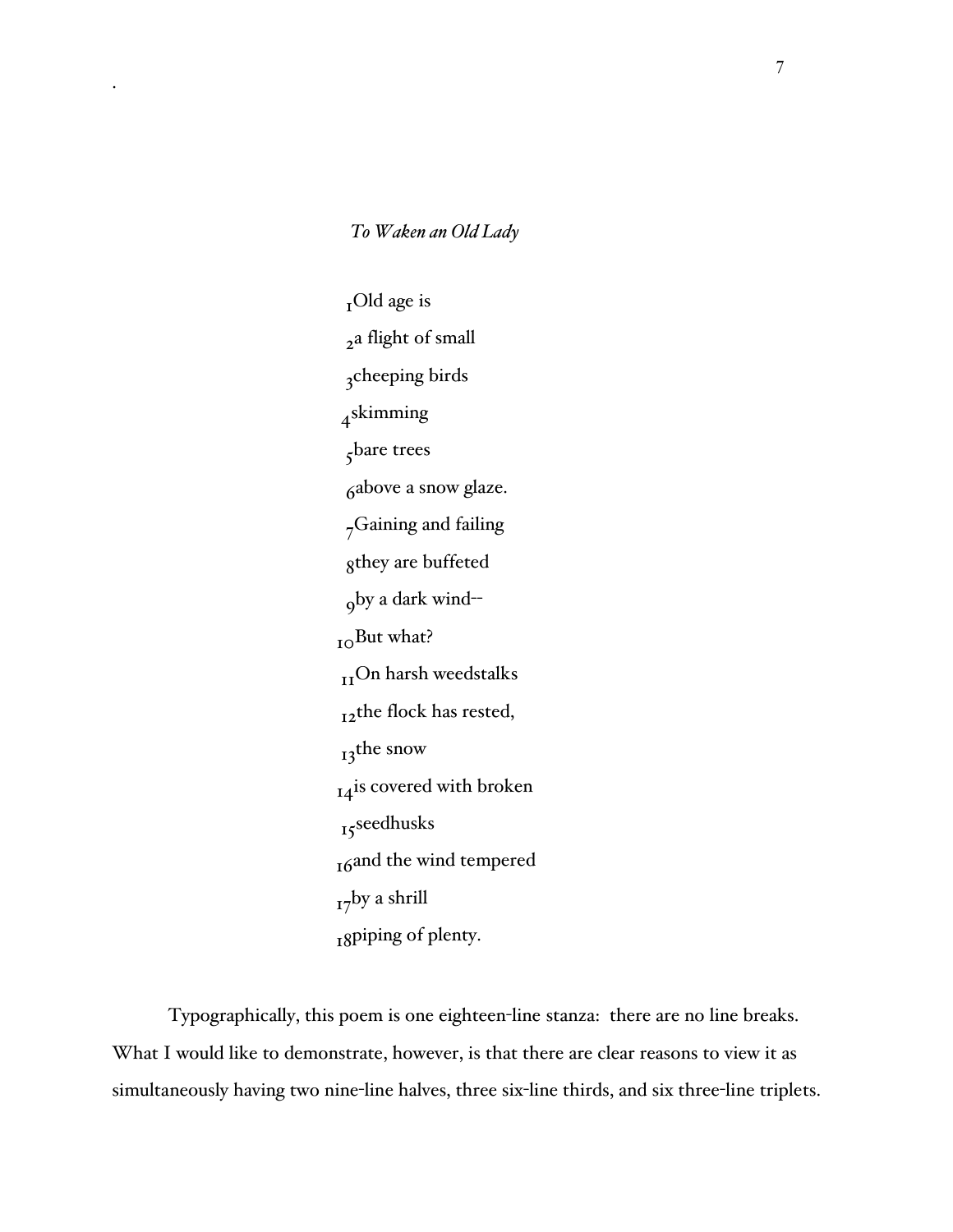*To Waken an Old Lady*

[1]Old age is  
[2]a flight of small  
[3]cheeping birds  
[4]skimming  
[5]bare trees  
[6]above a snow glaze.  
[7]Gaining and failing  
[8]they are buffeted  
[9]by a dark wind--  
[10]But what?  
[11]On harsh weedstalks  
[12]the flock has rested,  
[13]the snow  
[14]is covered with broken  
[15]seedhusks  
[16]and the wind tempered  
[17]by a shrill  
[18]piping of plenty.

Typographically, this poem is one eighteen-line stanza: there are no line breaks. What I would like to demonstrate, however, is that there are clear reasons to view it as simultaneously having two nine-line halves, three six-line thirds, and six three-line triplets.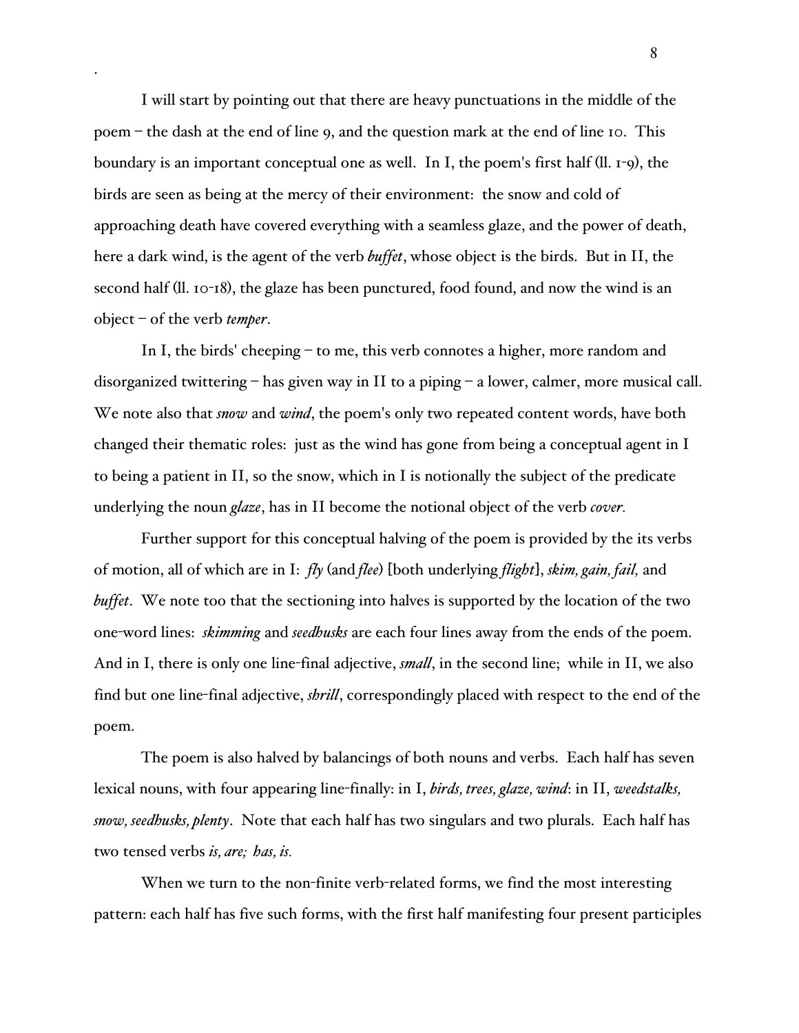I will start by pointing out that there are heavy punctuations in the middle of the poem – the dash at the end of line 9, and the question mark at the end of line 10. This boundary is an important conceptual one as well. In I, the poem's first half (ll. 1-9), the birds are seen as being at the mercy of their environment: the snow and cold of approaching death have covered everything with a seamless glaze, and the power of death, here a dark wind, is the agent of the verb *buffet*, whose object is the birds. But in II, the second half (ll. 10-18), the glaze has been punctured, food found, and now the wind is an object – of the verb *temper*.

In I, the birds' cheeping – to me, this verb connotes a higher, more random and disorganized twittering – has given way in II to a piping – a lower, calmer, more musical call. We note also that *snow* and *wind*, the poem's only two repeated content words, have both changed their thematic roles: just as the wind has gone from being a conceptual agent in I to being a patient in II, so the snow, which in I is notionally the subject of the predicate underlying the noun *glaze*, has in II become the notional object of the verb *cover.*

Further support for this conceptual halving of the poem is provided by the its verbs of motion, all of which are in I: *fly* (and *flee*) [both underlying *flight*], *skim, gain, fail,* and *buffet*. We note too that the sectioning into halves is supported by the location of the two one-word lines: *skimming* and *seedhusks* are each four lines away from the ends of the poem. And in I, there is only one line-final adjective, *small*, in the second line; while in II, we also find but one line-final adjective, *shrill*, correspondingly placed with respect to the end of the poem.

The poem is also halved by balancings of both nouns and verbs. Each half has seven lexical nouns, with four appearing line-finally: in I, *birds, trees, glaze, wind*: in II, *weedstalks, snow, seedhusks, plenty*. Note that each half has two singulars and two plurals. Each half has two tensed verbs *is, are; has, is.*

When we turn to the non-finite verb-related forms, we find the most interesting pattern: each half has five such forms, with the first half manifesting four present participles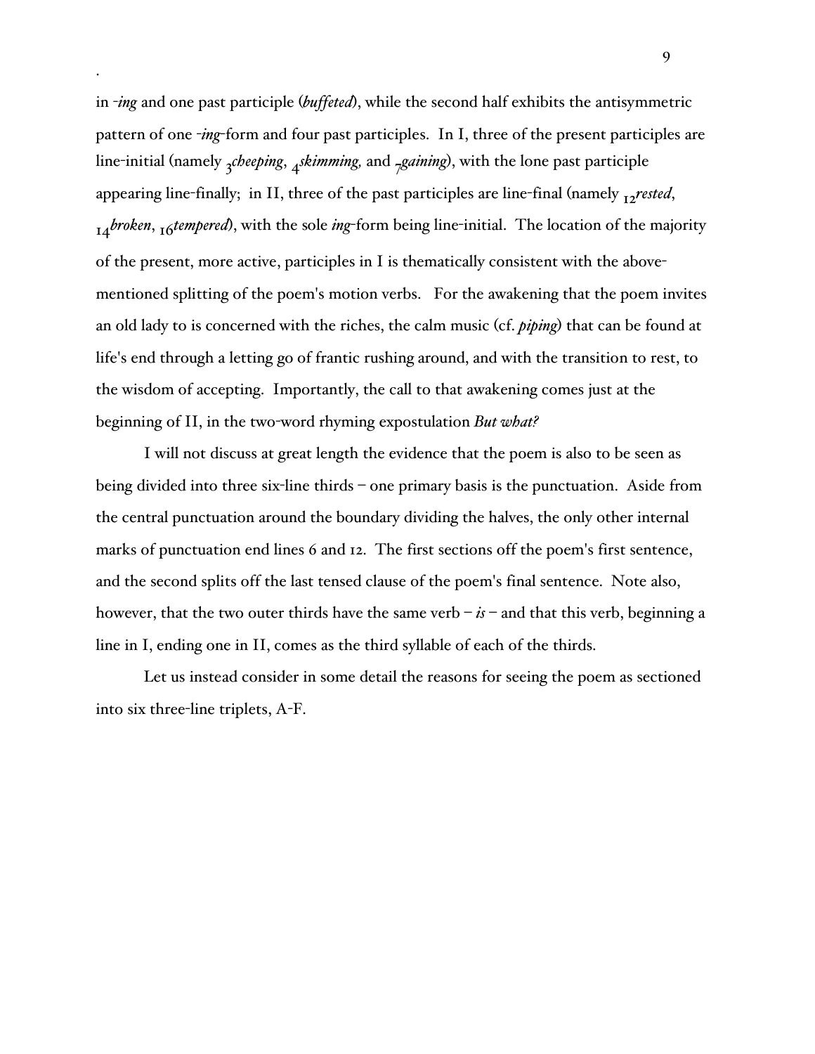in *-ing* and one past participle (*buffeted*), while the second half exhibits the antisymmetric pattern of one *-ing*-form and four past participles. In I, three of the present participles are line-initial (namely $_3$*cheeping*, $_4$*skimming,* and $_7$*gaining*), with the lone past participle appearing line-finally; in II, three of the past participles are line-final (namely $_{12}$*rested*, $_{14}$*broken*, $_{16}$*tempered*), with the sole *ing*-form being line-initial. The location of the majority of the present, more active, participles in I is thematically consistent with the above-mentioned splitting of the poem's motion verbs. For the awakening that the poem invites an old lady to is concerned with the riches, the calm music (cf. ***piping***) that can be found at life's end through a letting go of frantic rushing around, and with the transition to rest, to the wisdom of accepting. Importantly, the call to that awakening comes just at the beginning of II, in the two-word rhyming expostulation *But what?*

I will not discuss at great length the evidence that the poem is also to be seen as being divided into three six-line thirds – one primary basis is the punctuation. Aside from the central punctuation around the boundary dividing the halves, the only other internal marks of punctuation end lines 6 and 12. The first sections off the poem's first sentence, and the second splits off the last tensed clause of the poem's final sentence. Note also, however, that the two outer thirds have the same verb – *is* – and that this verb, beginning a line in I, ending one in II, comes as the third syllable of each of the thirds.

Let us instead consider in some detail the reasons for seeing the poem as sectioned into six three-line triplets, A-F.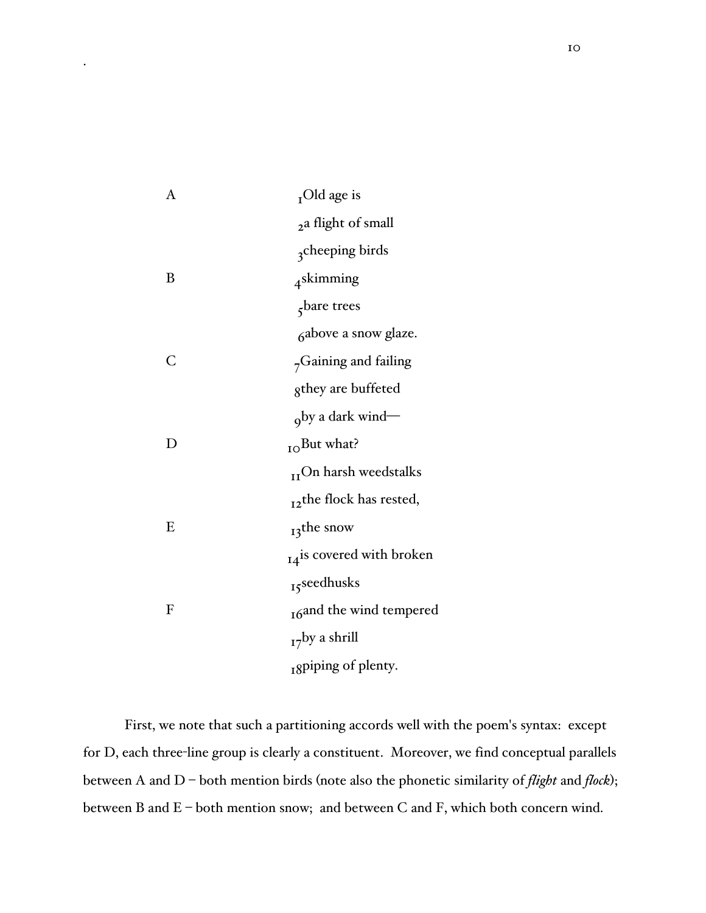| | |
|---|---|
| A | [1]Old age is |
| | [2]a flight of small |
| | [3]cheeping birds |
| B | [4]skimming |
| | [5]bare trees |
| | [6]above a snow glaze. |
| C | [7]Gaining and failing |
| | [8]they are buffeted |
| | [9]by a dark wind— |
| D | [10]But what? |
| | [11]On harsh weedstalks |
| | [12]the flock has rested, |
| E | [13]the snow |
| | [14]is covered with broken |
| | [15]seedhusks |
| F | [16]and the wind tempered |
| | [17]by a shrill |
| | [18]piping of plenty. |

First, we note that such a partitioning accords well with the poem's syntax: except for D, each three-line group is clearly a constituent. Moreover, we find conceptual parallels between A and D – both mention birds (note also the phonetic similarity of ***flight*** and ***flock***); between B and E – both mention snow; and between C and F, which both concern wind.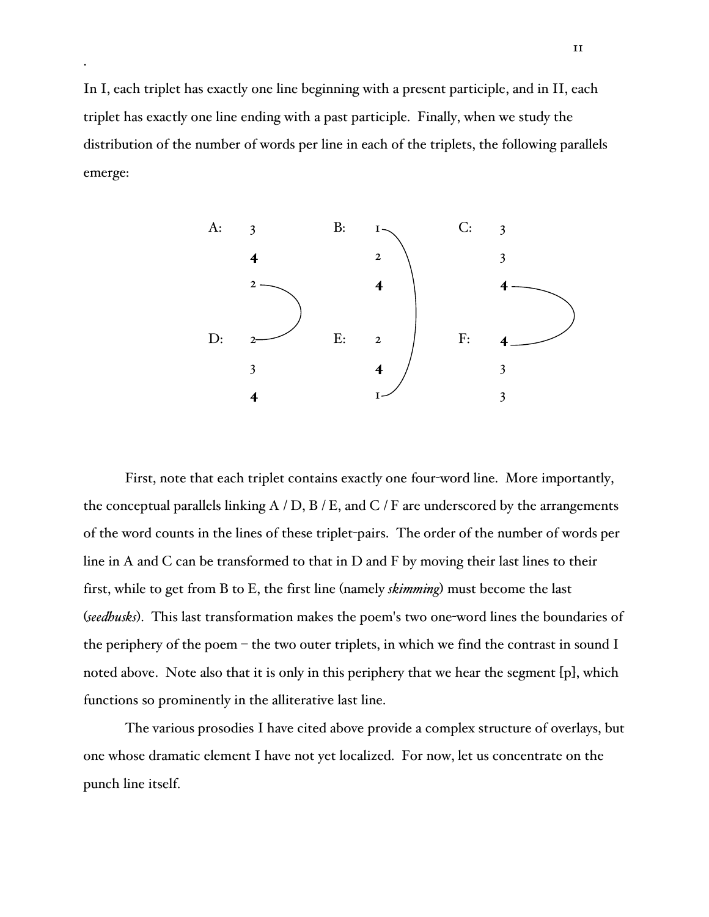In I, each triplet has exactly one line beginning with a present participle, and in II, each triplet has exactly one line ending with a past participle. Finally, when we study the distribution of the number of words per line in each of the triplets, the following parallels emerge:

| A: | | B: | | C: | |
|---|---|---|---|---|---|
| | 3 | | 1 | | 3 |
| | **4** | | 2 | | 3 |
| | 2 | | **4** | | **4** |
| D: | 2 | E: | 2 | F: | **4** |
| | 3 | | **4** | | 3 |
| | **4** | | 1 | | 3 |

First, note that each triplet contains exactly one four-word line. More importantly, the conceptual parallels linking A / D, B / E, and C / F are underscored by the arrangements of the word counts in the lines of these triplet-pairs. The order of the number of words per line in A and C can be transformed to that in D and F by moving their last lines to their first, while to get from B to E, the first line (namely ***skimming***) must become the last (***seedhusks***). This last transformation makes the poem's two one-word lines the boundaries of the periphery of the poem – the two outer triplets, in which we find the contrast in sound I noted above. Note also that it is only in this periphery that we hear the segment [p], which functions so prominently in the alliterative last line.

The various prosodies I have cited above provide a complex structure of overlays, but one whose dramatic element I have not yet localized. For now, let us concentrate on the punch line itself.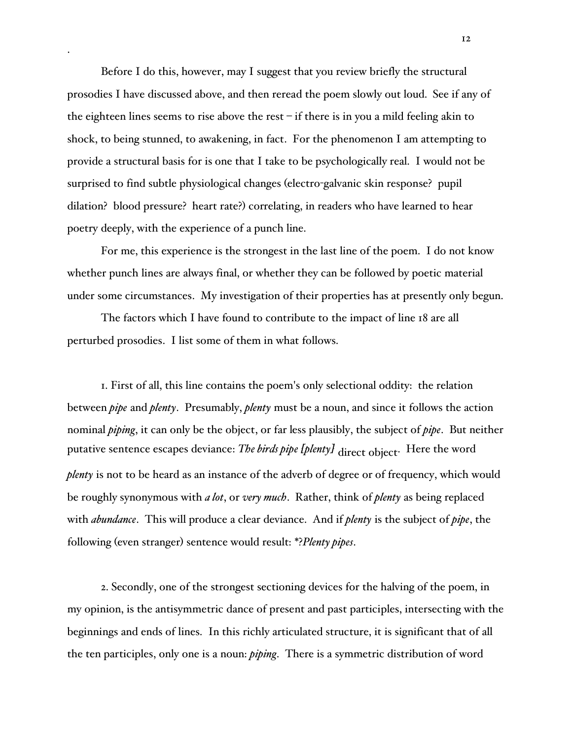Before I do this, however, may I suggest that you review briefly the structural prosodies I have discussed above, and then reread the poem slowly out loud. See if any of the eighteen lines seems to rise above the rest – if there is in you a mild feeling akin to shock, to being stunned, to awakening, in fact. For the phenomenon I am attempting to provide a structural basis for is one that I take to be psychologically real. I would not be surprised to find subtle physiological changes (electro-galvanic skin response? pupil dilation? blood pressure? heart rate?) correlating, in readers who have learned to hear poetry deeply, with the experience of a punch line.

For me, this experience is the strongest in the last line of the poem. I do not know whether punch lines are always final, or whether they can be followed by poetic material under some circumstances. My investigation of their properties has at presently only begun.

The factors which I have found to contribute to the impact of line 18 are all perturbed prosodies. I list some of them in what follows.

1. First of all, this line contains the poem's only selectional oddity: the relation between ***pipe*** and ***plenty***. Presumably, ***plenty*** must be a noun, and since it follows the action nominal ***piping***, it can only be the object, or far less plausibly, the subject of ***pipe***. But neither putative sentence escapes deviance: ***The birds pipe [plenty]*** $_{\text{direct object}}$. Here the word ***plenty*** is not to be heard as an instance of the adverb of degree or of frequency, which would be roughly synonymous with *a lot*, or *very much*. Rather, think of ***plenty*** as being replaced with *abundance*. This will produce a clear deviance. And if ***plenty*** is the subject of ***pipe***, the following (even stranger) sentence would result: *?*Plenty pipes*.

2. Secondly, one of the strongest sectioning devices for the halving of the poem, in my opinion, is the antisymmetric dance of present and past participles, intersecting with the beginnings and ends of lines. In this richly articulated structure, it is significant that of all the ten participles, only one is a noun: ***piping***. There is a symmetric distribution of word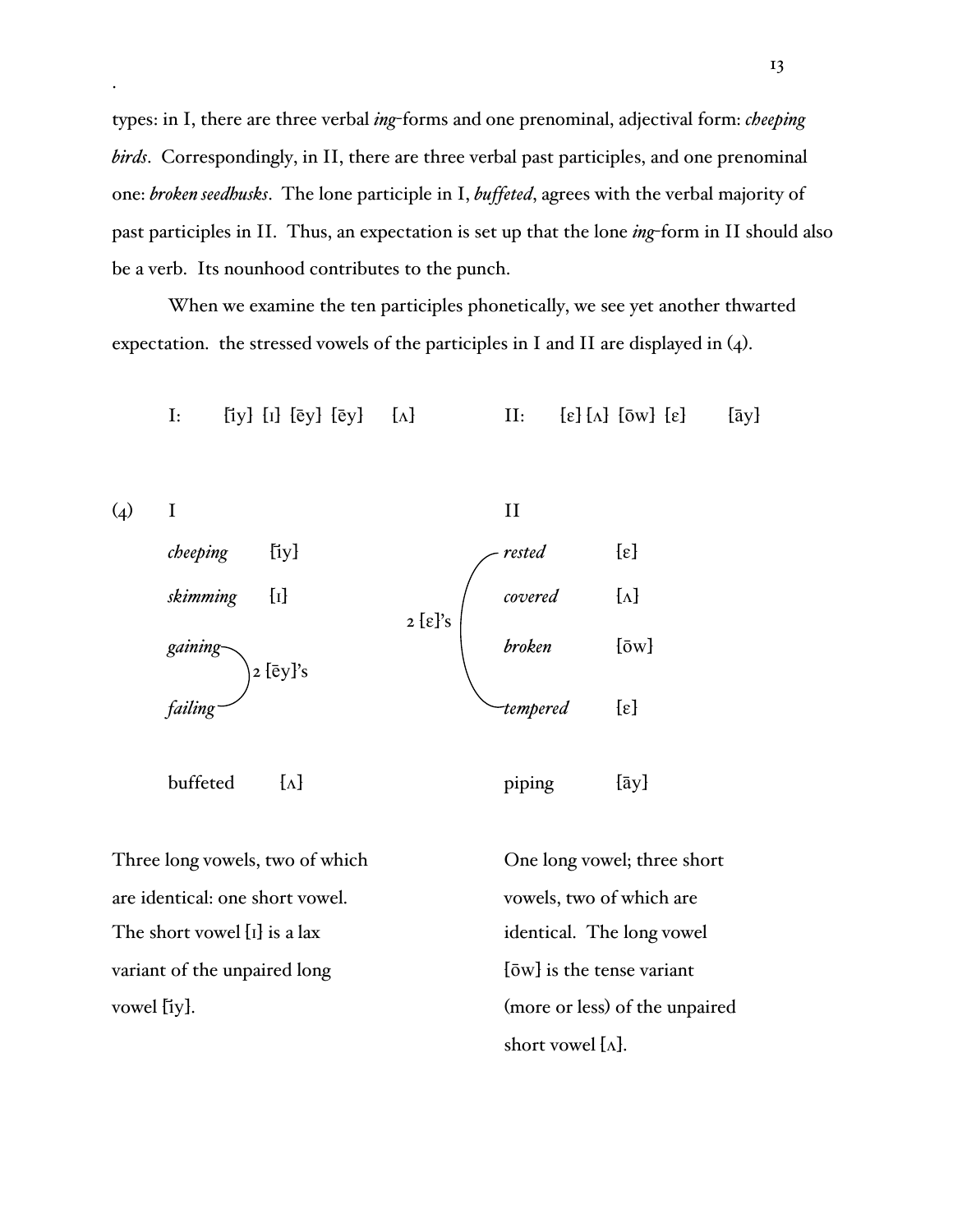types: in I, there are three verbal *ing*-forms and one prenominal, adjectival form: *cheeping birds*. Correspondingly, in II, there are three verbal past participles, and one prenominal one: *broken seedhusks*. The lone participle in I, *buffeted*, agrees with the verbal majority of past participles in II. Thus, an expectation is set up that the lone *ing*-form in II should also be a verb. Its nounhood contributes to the punch.

When we examine the ten participles phonetically, we see yet another thwarted expectation. the stressed vowels of the participles in I and II are displayed in (4).

I: [īy] [ɪ] [ēy] [ēy] [ʌ]     II: [ɛ] [ʌ] [ōw] [ɛ] [āy]

(4)

| I | | | II | |
|---|---|---|---|---|
| *cheeping* | [īy] | | *rested* | [ɛ] |
| *skimming* | [ɪ] | | *covered* | [ʌ] |
| *gaining* | [ēy] (2 [ēy]'s) | 2 [ɛ]'s | *broken* | [ōw] |
| *failing* | [ēy] | | *tempered* | [ɛ] |
| buffeted | [ʌ] | | piping | [āy] |

Three long vowels, two of which are identical: one short vowel. The short vowel [ɪ] is a lax variant of the unpaired long vowel [īy].

One long vowel; three short vowels, two of which are identical. The long vowel [ōw] is the tense variant (more or less) of the unpaired short vowel [ʌ].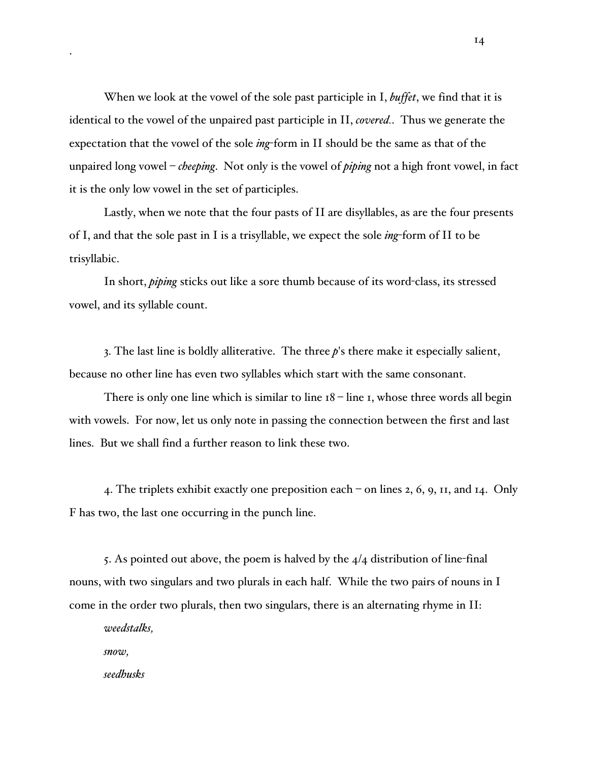When we look at the vowel of the sole past participle in I, *buffet*, we find that it is identical to the vowel of the unpaired past participle in II, *covered*.. Thus we generate the expectation that the vowel of the sole *ing*-form in II should be the same as that of the unpaired long vowel – *cheeping*. Not only is the vowel of *piping* not a high front vowel, in fact it is the only low vowel in the set of participles.

Lastly, when we note that the four pasts of II are disyllables, as are the four presents of I, and that the sole past in I is a trisyllable, we expect the sole *ing*-form of II to be trisyllabic.

In short, *piping* sticks out like a sore thumb because of its word-class, its stressed vowel, and its syllable count.

3. The last line is boldly alliterative. The three *p*'s there make it especially salient, because no other line has even two syllables which start with the same consonant.

There is only one line which is similar to line 18 – line 1, whose three words all begin with vowels. For now, let us only note in passing the connection between the first and last lines. But we shall find a further reason to link these two.

4. The triplets exhibit exactly one preposition each – on lines 2, 6, 9, 11, and 14. Only F has two, the last one occurring in the punch line.

5. As pointed out above, the poem is halved by the 4/4 distribution of line-final nouns, with two singulars and two plurals in each half. While the two pairs of nouns in I come in the order two plurals, then two singulars, there is an alternating rhyme in II:

*weedstalks,*

*snow,*

*seedhusks*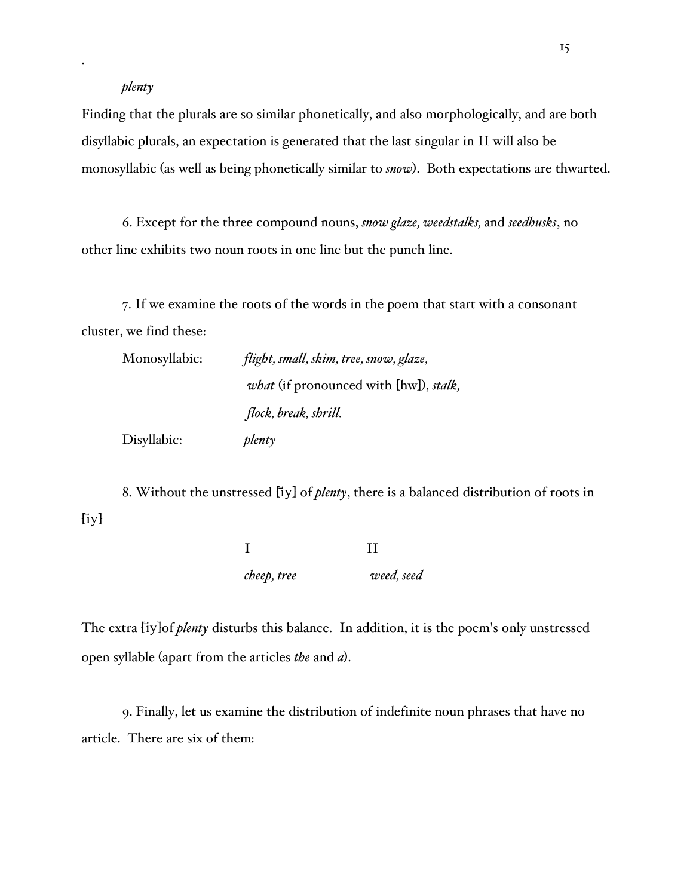.

*plenty*

Finding that the plurals are so similar phonetically, and also morphologically, and are both disyllabic plurals, an expectation is generated that the last singular in II will also be monosyllabic (as well as being phonetically similar to *snow*). Both expectations are thwarted.

6. Except for the three compound nouns, *snow glaze, weedstalks,* and *seedhusks*, no other line exhibits two noun roots in one line but the punch line.

7. If we examine the roots of the words in the poem that start with a consonant cluster, we find these:

| | |
|---|---|
| Monosyllabic: | *flight, small, skim, tree, snow, glaze,* *what* (if pronounced with [hw]), *stalk,* *flock, break, shrill.* |
| Disyllabic: | *plenty* |

8. Without the unstressed [i̇y] of *plenty*, there is a balanced distribution of roots in [i̇y]

| I | II |
|---|---|
| *cheep, tree* | *weed, seed* |

The extra [i̇y]of *plenty* disturbs this balance. In addition, it is the poem's only unstressed open syllable (apart from the articles *the* and *a*).

9. Finally, let us examine the distribution of indefinite noun phrases that have no article. There are six of them: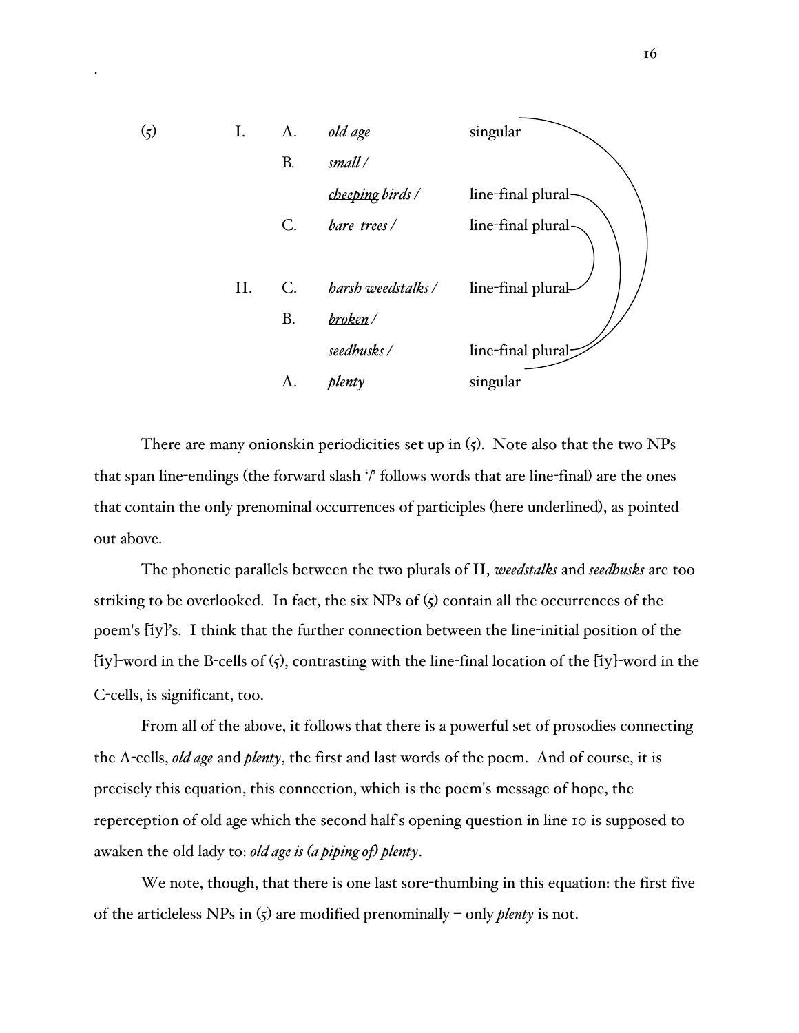(5)

| | | | | |
|---|---|---|---|---|
| I. | A. | *old age* | singular |
| | B. | *small /* | |
| | | <u>*cheeping*</u> *birds /* | line-final plural |
| | C. | *bare trees /* | line-final plural |
| | | | |
| II. | C. | *harsh weedstalks /* | line-final plural |
| | B. | <u>*broken*</u> */* | |
| | | *seedhusks /* | line-final plural |
| | A. | *plenty* | singular |

There are many onionskin periodicities set up in (5). Note also that the two NPs that span line-endings (the forward slash '/' follows words that are line-final) are the ones that contain the only prenominal occurrences of participles (here underlined), as pointed out above.

The phonetic parallels between the two plurals of II, *weedstalks* and *seedhusks* are too striking to be overlooked. In fact, the six NPs of (5) contain all the occurrences of the poem's [īy]'s. I think that the further connection between the line-initial position of the [īy]-word in the B-cells of (5), contrasting with the line-final location of the [īy]-word in the C-cells, is significant, too.

From all of the above, it follows that there is a powerful set of prosodies connecting the A-cells, *old age* and *plenty*, the first and last words of the poem. And of course, it is precisely this equation, this connection, which is the poem's message of hope, the reperception of old age which the second half's opening question in line 10 is supposed to awaken the old lady to: *old age is (a piping of) plenty*.

We note, though, that there is one last sore-thumbing in this equation: the first five of the articleless NPs in (5) are modified prenominally – only *plenty* is not.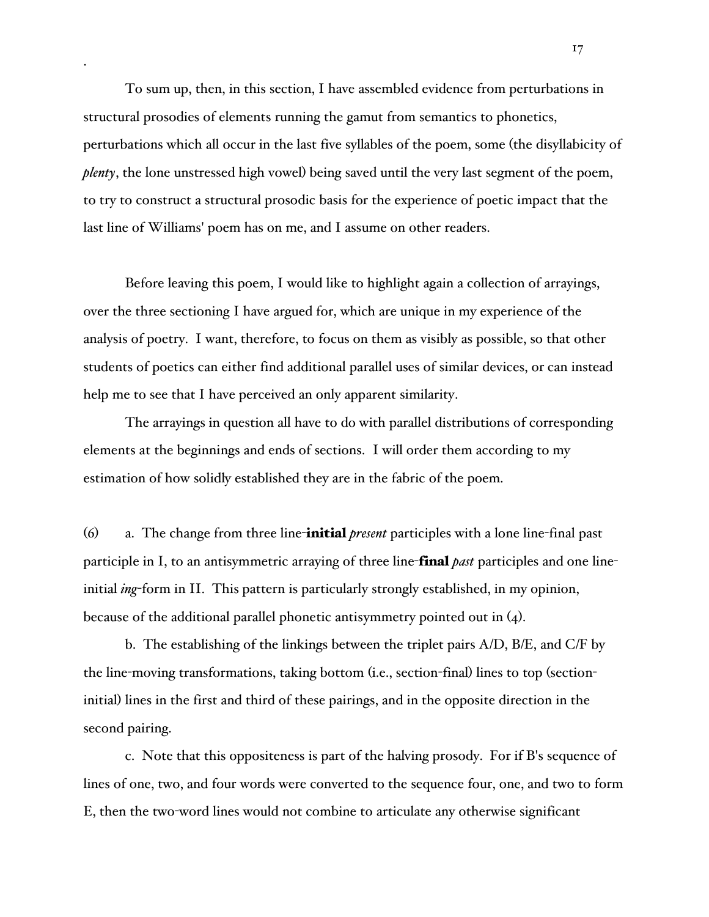To sum up, then, in this section, I have assembled evidence from perturbations in structural prosodies of elements running the gamut from semantics to phonetics, perturbations which all occur in the last five syllables of the poem, some (the disyllabicity of *plenty*, the lone unstressed high vowel) being saved until the very last segment of the poem, to try to construct a structural prosodic basis for the experience of poetic impact that the last line of Williams' poem has on me, and I assume on other readers.

Before leaving this poem, I would like to highlight again a collection of arrayings, over the three sectioning I have argued for, which are unique in my experience of the analysis of poetry. I want, therefore, to focus on them as visibly as possible, so that other students of poetics can either find additional parallel uses of similar devices, or can instead help me to see that I have perceived an only apparent similarity.

The arrayings in question all have to do with parallel distributions of corresponding elements at the beginnings and ends of sections. I will order them according to my estimation of how solidly established they are in the fabric of the poem.

(6) a. The change from three line-**initial** *present* participles with a lone line-final past participle in I, to an antisymmetric arraying of three line-**final** *past* participles and one line-initial *ing*-form in II. This pattern is particularly strongly established, in my opinion, because of the additional parallel phonetic antisymmetry pointed out in (4).

b. The establishing of the linkings between the triplet pairs A/D, B/E, and C/F by the line-moving transformations, taking bottom (i.e., section-final) lines to top (section-initial) lines in the first and third of these pairings, and in the opposite direction in the second pairing.

c. Note that this oppositeness is part of the halving prosody. For if B's sequence of lines of one, two, and four words were converted to the sequence four, one, and two to form E, then the two-word lines would not combine to articulate any otherwise significant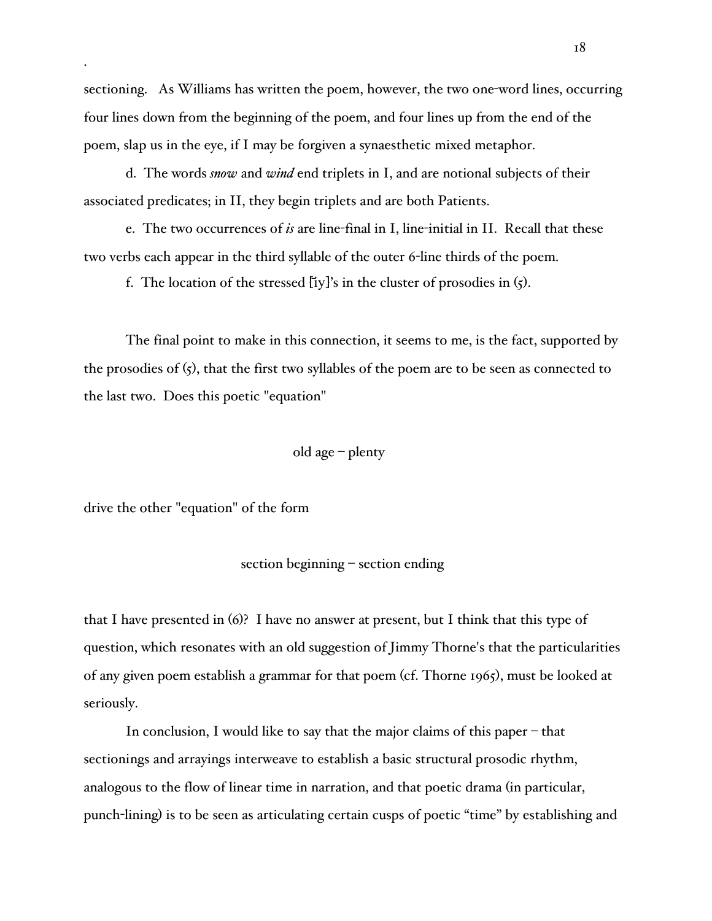sectioning. As Williams has written the poem, however, the two one-word lines, occurring four lines down from the beginning of the poem, and four lines up from the end of the poem, slap us in the eye, if I may be forgiven a synaesthetic mixed metaphor.

d. The words *snow* and *wind* end triplets in I, and are notional subjects of their associated predicates; in II, they begin triplets and are both Patients.

e. The two occurrences of *is* are line-final in I, line-initial in II. Recall that these two verbs each appear in the third syllable of the outer 6-line thirds of the poem.

f. The location of the stressed [iy]'s in the cluster of prosodies in (5).

The final point to make in this connection, it seems to me, is the fact, supported by the prosodies of (5), that the first two syllables of the poem are to be seen as connected to the last two. Does this poetic "equation"

old age – plenty

drive the other "equation" of the form

section beginning – section ending

that I have presented in (6)? I have no answer at present, but I think that this type of question, which resonates with an old suggestion of Jimmy Thorne's that the particularities of any given poem establish a grammar for that poem (cf. Thorne 1965), must be looked at seriously.

In conclusion, I would like to say that the major claims of this paper – that sectionings and arrayings interweave to establish a basic structural prosodic rhythm, analogous to the flow of linear time in narration, and that poetic drama (in particular, punch-lining) is to be seen as articulating certain cusps of poetic "time" by establishing and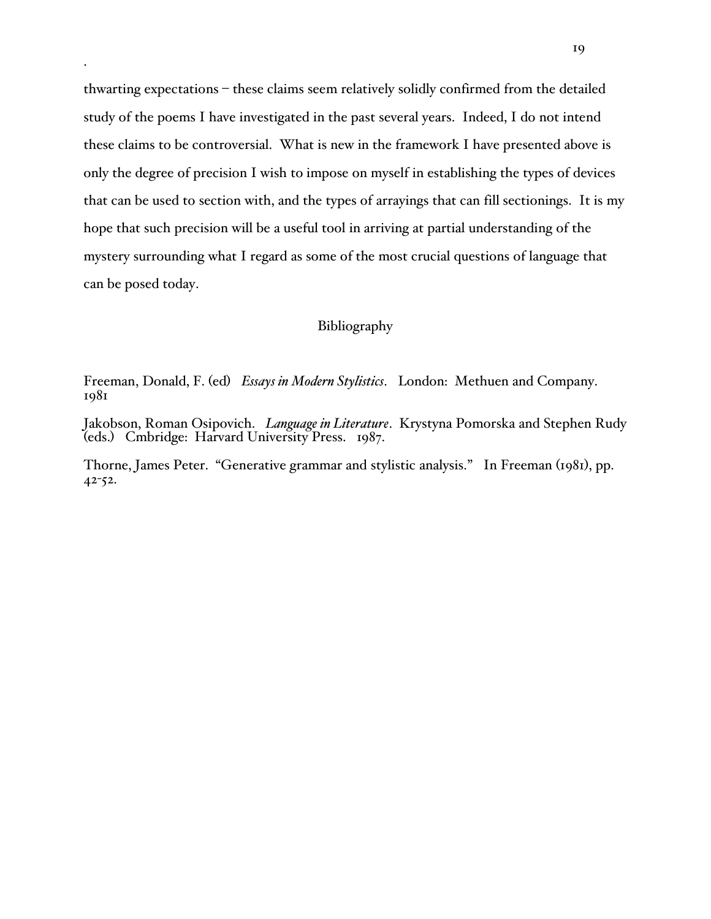thwarting expectations – these claims seem relatively solidly confirmed from the detailed study of the poems I have investigated in the past several years. Indeed, I do not intend these claims to be controversial. What is new in the framework I have presented above is only the degree of precision I wish to impose on myself in establishing the types of devices that can be used to section with, and the types of arrayings that can fill sectionings. It is my hope that such precision will be a useful tool in arriving at partial understanding of the mystery surrounding what I regard as some of the most crucial questions of language that can be posed today.

## Bibliography

Freeman, Donald, F. (ed) *Essays in Modern Stylistics*. London: Methuen and Company. 1981

Jakobson, Roman Osipovich. *Language in Literature*. Krystyna Pomorska and Stephen Rudy (eds.) Cmbridge: Harvard University Press. 1987.

Thorne, James Peter. "Generative grammar and stylistic analysis." In Freeman (1981), pp. 42-52.